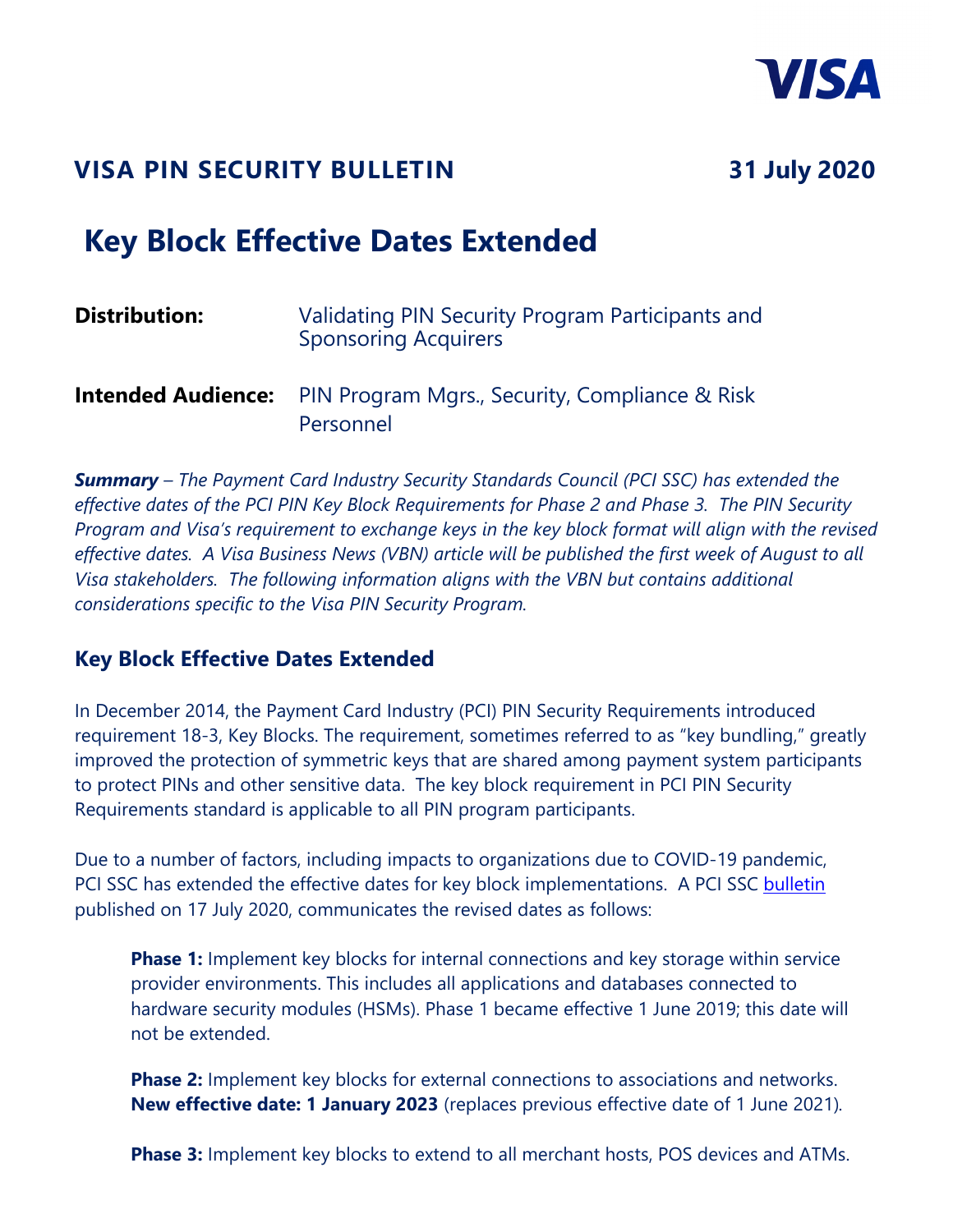VISA

## VISA PIN SECURITY BULLETIN

**31 July 2020**

# Key Block Effective Dates Extended

**Distribution:** Validating PIN Security Program Participants and Sponsoring Acquirers

**Intended Audience:** PIN Program Mgrs., Security, Compliance & Risk Personnel

***Summary*** *– The Payment Card Industry Security Standards Council (PCI SSC) has extended the effective dates of the PCI PIN Key Block Requirements for Phase 2 and Phase 3. The PIN Security Program and Visa's requirement to exchange keys in the key block format will align with the revised effective dates. A Visa Business News (VBN) article will be published the first week of August to all Visa stakeholders. The following information aligns with the VBN but contains additional considerations specific to the Visa PIN Security Program.*

## Key Block Effective Dates Extended

In December 2014, the Payment Card Industry (PCI) PIN Security Requirements introduced requirement 18-3, Key Blocks. The requirement, sometimes referred to as "key bundling," greatly improved the protection of symmetric keys that are shared among payment system participants to protect PINs and other sensitive data. The key block requirement in PCI PIN Security Requirements standard is applicable to all PIN program participants.

Due to a number of factors, including impacts to organizations due to COVID-19 pandemic, PCI SSC has extended the effective dates for key block implementations. A PCI SSC bulletin published on 17 July 2020, communicates the revised dates as follows:

> **Phase 1:** Implement key blocks for internal connections and key storage within service provider environments. This includes all applications and databases connected to hardware security modules (HSMs). Phase 1 became effective 1 June 2019; this date will not be extended.
>
> **Phase 2:** Implement key blocks for external connections to associations and networks. **New effective date: 1 January 2023** (replaces previous effective date of 1 June 2021).
>
> **Phase 3:** Implement key blocks to extend to all merchant hosts, POS devices and ATMs.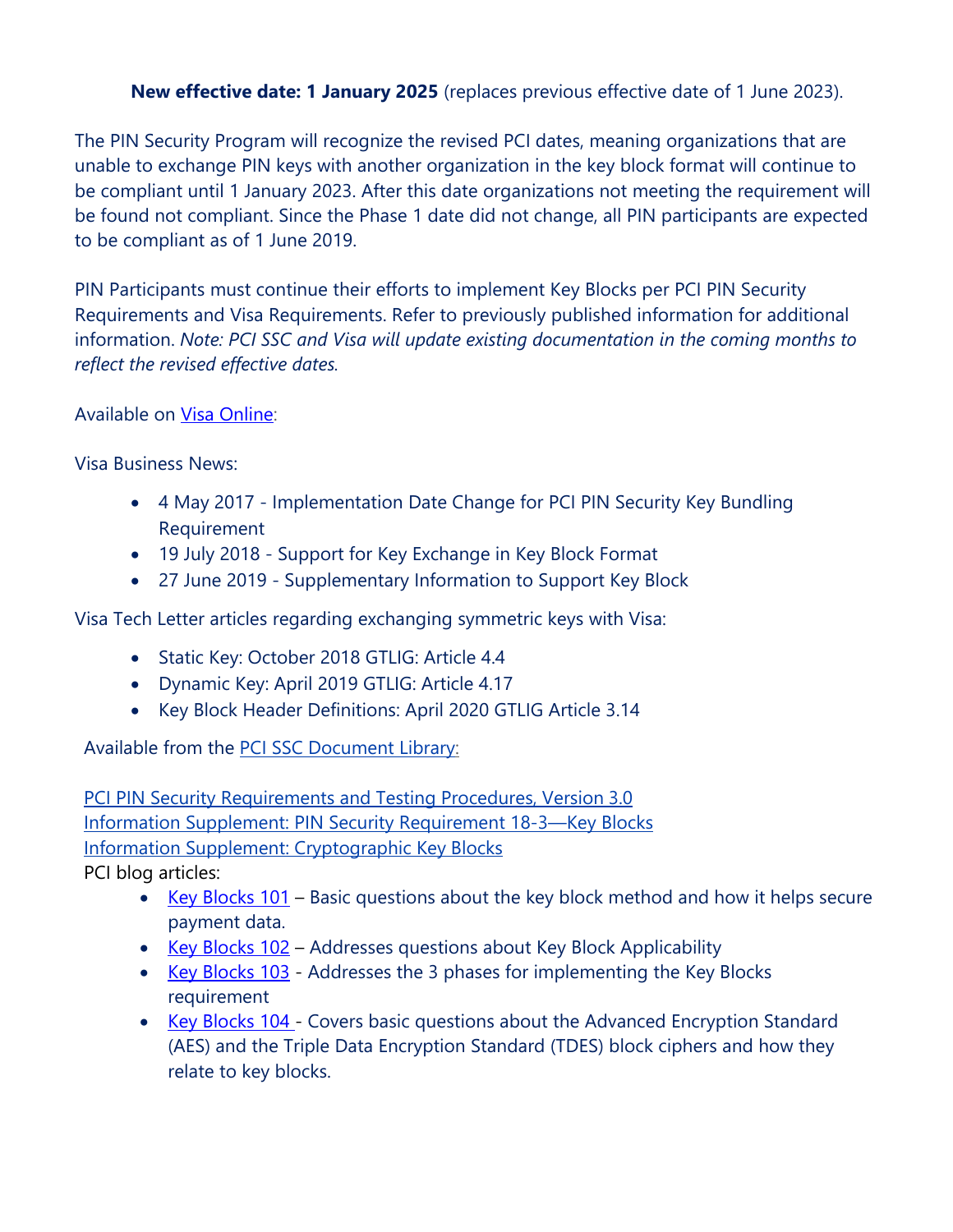**New effective date: 1 January 2025** (replaces previous effective date of 1 June 2023).

The PIN Security Program will recognize the revised PCI dates, meaning organizations that are unable to exchange PIN keys with another organization in the key block format will continue to be compliant until 1 January 2023. After this date organizations not meeting the requirement will be found not compliant. Since the Phase 1 date did not change, all PIN participants are expected to be compliant as of 1 June 2019.

PIN Participants must continue their efforts to implement Key Blocks per PCI PIN Security Requirements and Visa Requirements. Refer to previously published information for additional information. *Note: PCI SSC and Visa will update existing documentation in the coming months to reflect the revised effective dates.*

Available on Visa Online:

Visa Business News:

- 4 May 2017 - Implementation Date Change for PCI PIN Security Key Bundling Requirement
- 19 July 2018 - Support for Key Exchange in Key Block Format
- 27 June 2019 - Supplementary Information to Support Key Block

Visa Tech Letter articles regarding exchanging symmetric keys with Visa:

- Static Key: October 2018 GTLIG: Article 4.4
- Dynamic Key: April 2019 GTLIG: Article 4.17
- Key Block Header Definitions: April 2020 GTLIG Article 3.14

Available from the PCI SSC Document Library:

PCI PIN Security Requirements and Testing Procedures, Version 3.0
Information Supplement: PIN Security Requirement 18-3—Key Blocks
Information Supplement: Cryptographic Key Blocks

PCI blog articles:

- Key Blocks 101 – Basic questions about the key block method and how it helps secure payment data.
- Key Blocks 102 – Addresses questions about Key Block Applicability
- Key Blocks 103 - Addresses the 3 phases for implementing the Key Blocks requirement
- Key Blocks 104 - Covers basic questions about the Advanced Encryption Standard (AES) and the Triple Data Encryption Standard (TDES) block ciphers and how they relate to key blocks.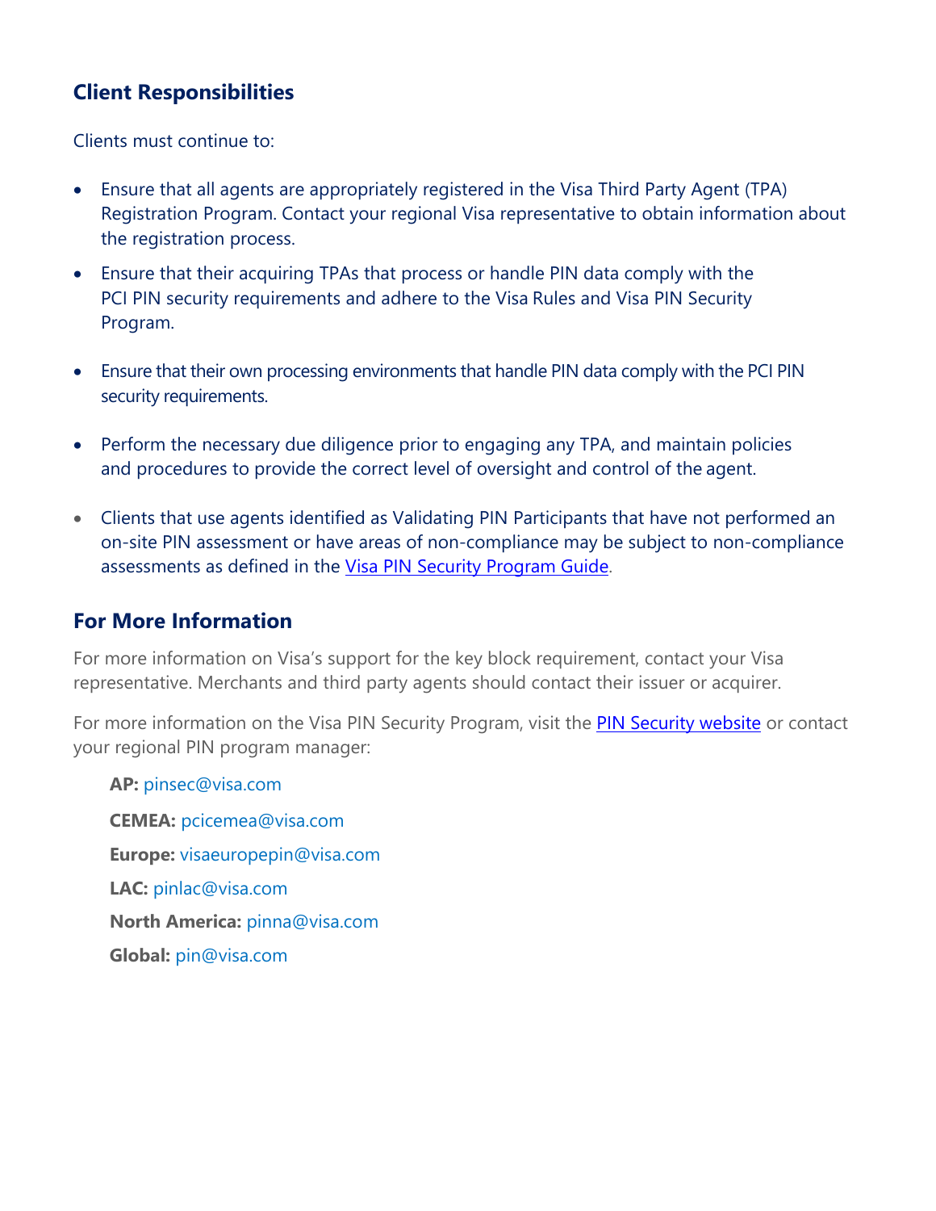## Client Responsibilities

Clients must continue to:

- Ensure that all agents are appropriately registered in the Visa Third Party Agent (TPA) Registration Program. Contact your regional Visa representative to obtain information about the registration process.
- Ensure that their acquiring TPAs that process or handle PIN data comply with the PCI PIN security requirements and adhere to the Visa Rules and Visa PIN Security Program.
- Ensure that their own processing environments that handle PIN data comply with the PCI PIN security requirements.
- Perform the necessary due diligence prior to engaging any TPA, and maintain policies and procedures to provide the correct level of oversight and control of the agent.
- Clients that use agents identified as Validating PIN Participants that have not performed an on-site PIN assessment or have areas of non-compliance may be subject to non-compliance assessments as defined in the Visa PIN Security Program Guide.

## For More Information

For more information on Visa's support for the key block requirement, contact your Visa representative. Merchants and third party agents should contact their issuer or acquirer.

For more information on the Visa PIN Security Program, visit the PIN Security website or contact your regional PIN program manager:

**AP:** pinsec@visa.com

**CEMEA:** pcicemea@visa.com

**Europe:** visaeuropepin@visa.com

**LAC:** pinlac@visa.com

**North America:** pinna@visa.com

**Global:** pin@visa.com